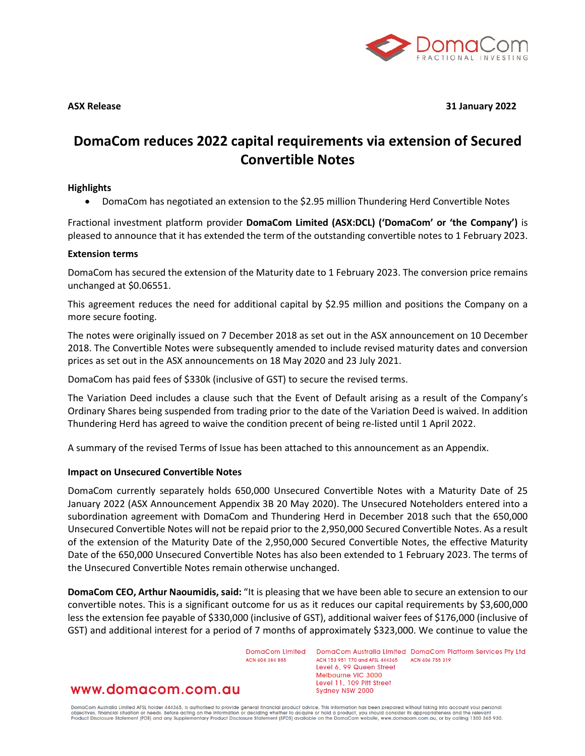**ASX Release** **31 January 2022**

# DomaCom reduces 2022 capital requirements via extension of Secured Convertible Notes

**Highlights**

- DomaCom has negotiated an extension to the $2.95 million Thundering Herd Convertible Notes

Fractional investment platform provider **DomaCom Limited (ASX:DCL) ('DomaCom' or 'the Company')** is pleased to announce that it has extended the term of the outstanding convertible notes to 1 February 2023.

**Extension terms**

DomaCom has secured the extension of the Maturity date to 1 February 2023. The conversion price remains unchanged at $0.06551.

This agreement reduces the need for additional capital by $2.95 million and positions the Company on a more secure footing.

The notes were originally issued on 7 December 2018 as set out in the ASX announcement on 10 December 2018. The Convertible Notes were subsequently amended to include revised maturity dates and conversion prices as set out in the ASX announcements on 18 May 2020 and 23 July 2021.

DomaCom has paid fees of $330k (inclusive of GST) to secure the revised terms.

The Variation Deed includes a clause such that the Event of Default arising as a result of the Company's Ordinary Shares being suspended from trading prior to the date of the Variation Deed is waived. In addition Thundering Herd has agreed to waive the condition precent of being re-listed until 1 April 2022.

A summary of the revised Terms of Issue has been attached to this announcement as an Appendix.

**Impact on Unsecured Convertible Notes**

DomaCom currently separately holds 650,000 Unsecured Convertible Notes with a Maturity Date of 25 January 2022 (ASX Announcement Appendix 3B 20 May 2020). The Unsecured Noteholders entered into a subordination agreement with DomaCom and Thundering Herd in December 2018 such that the 650,000 Unsecured Convertible Notes will not be repaid prior to the 2,950,000 Secured Convertible Notes. As a result of the extension of the Maturity Date of the 2,950,000 Secured Convertible Notes, the effective Maturity Date of the 650,000 Unsecured Convertible Notes has also been extended to 1 February 2023. The terms of the Unsecured Convertible Notes remain otherwise unchanged.

**DomaCom CEO, Arthur Naoumidis, said:** "It is pleasing that we have been able to secure an extension to our convertible notes. This is a significant outcome for us as it reduces our capital requirements by $3,600,000 less the extension fee payable of $330,000 (inclusive of GST), additional waiver fees of $176,000 (inclusive of GST) and additional interest for a period of 7 months of approximately $323,000. We continue to value the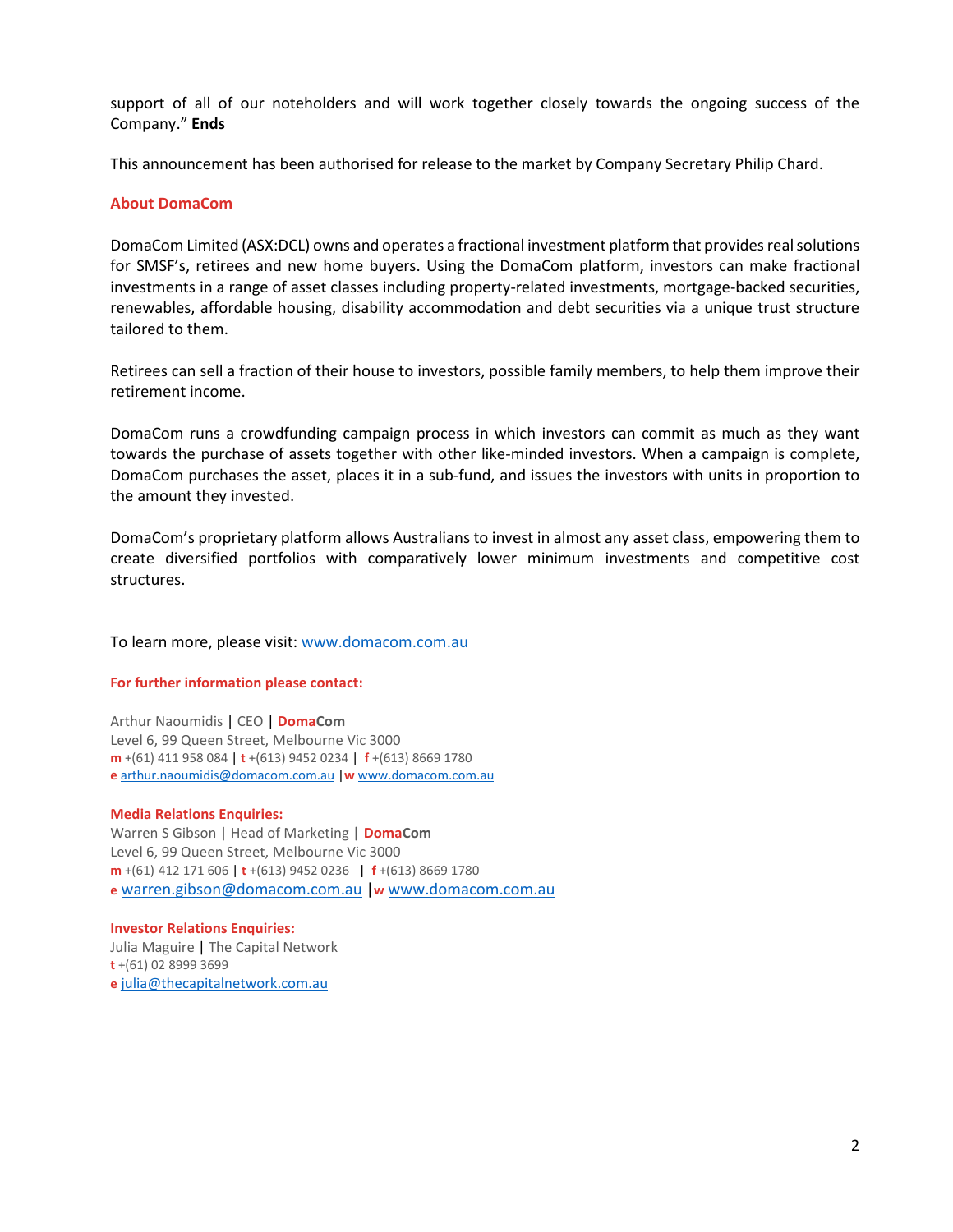support of all of our noteholders and will work together closely towards the ongoing success of the Company." **Ends**

This announcement has been authorised for release to the market by Company Secretary Philip Chard.

## About DomaCom

DomaCom Limited (ASX:DCL) owns and operates a fractional investment platform that provides real solutions for SMSF's, retirees and new home buyers. Using the DomaCom platform, investors can make fractional investments in a range of asset classes including property-related investments, mortgage-backed securities, renewables, affordable housing, disability accommodation and debt securities via a unique trust structure tailored to them.

Retirees can sell a fraction of their house to investors, possible family members, to help them improve their retirement income.

DomaCom runs a crowdfunding campaign process in which investors can commit as much as they want towards the purchase of assets together with other like-minded investors. When a campaign is complete, DomaCom purchases the asset, places it in a sub-fund, and issues the investors with units in proportion to the amount they invested.

DomaCom's proprietary platform allows Australians to invest in almost any asset class, empowering them to create diversified portfolios with comparatively lower minimum investments and competitive cost structures.

To learn more, please visit: www.domacom.com.au

**For further information please contact:**

Arthur Naoumidis | CEO | **DomaCom**
Level 6, 99 Queen Street, Melbourne Vic 3000
**m** +(61) 411 958 084 | **t** +(613) 9452 0234 | **f** +(613) 8669 1780
**e** arthur.naoumidis@domacom.com.au | **w** www.domacom.com.au

**Media Relations Enquiries:**
Warren S Gibson | Head of Marketing | **DomaCom**
Level 6, 99 Queen Street, Melbourne Vic 3000
**m** +(61) 412 171 606 | **t** +(613) 9452 0236 | **f** +(613) 8669 1780
**e** warren.gibson@domacom.com.au | **w** www.domacom.com.au

**Investor Relations Enquiries:**
Julia Maguire | The Capital Network
**t** +(61) 02 8999 3699
**e** julia@thecapitalnetwork.com.au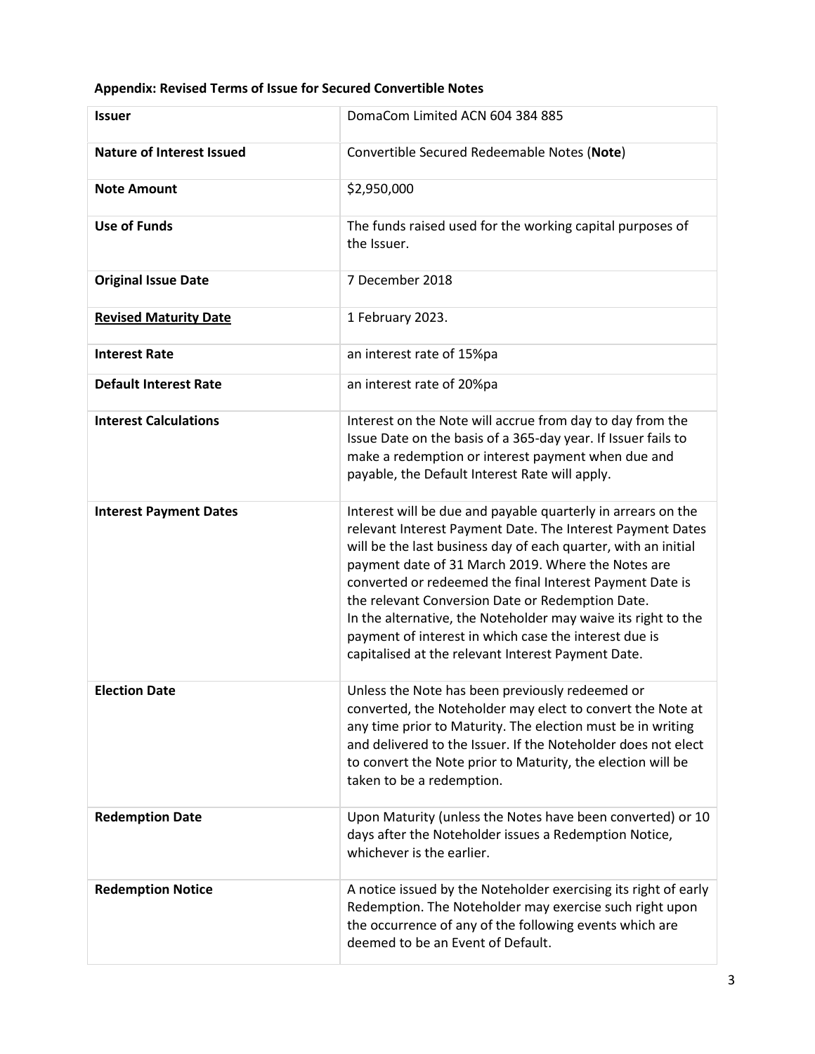**Appendix: Revised Terms of Issue for Secured Convertible Notes**

| | |
|---|---|
| **Issuer** | DomaCom Limited ACN 604 384 885 |
| **Nature of Interest Issued** | Convertible Secured Redeemable Notes (**Note**) |
| **Note Amount** | \$2,950,000 |
| **Use of Funds** | The funds raised used for the working capital purposes of the Issuer. |
| **Original Issue Date** | 7 December 2018 |
| **<u>Revised Maturity Date</u>** | 1 February 2023. |
| **Interest Rate** | an interest rate of 15%pa |
| **Default Interest Rate** | an interest rate of 20%pa |
| **Interest Calculations** | Interest on the Note will accrue from day to day from the Issue Date on the basis of a 365-day year. If Issuer fails to make a redemption or interest payment when due and payable, the Default Interest Rate will apply. |
| **Interest Payment Dates** | Interest will be due and payable quarterly in arrears on the relevant Interest Payment Date. The Interest Payment Dates will be the last business day of each quarter, with an initial payment date of 31 March 2019. Where the Notes are converted or redeemed the final Interest Payment Date is the relevant Conversion Date or Redemption Date.<br>In the alternative, the Noteholder may waive its right to the payment of interest in which case the interest due is capitalised at the relevant Interest Payment Date. |
| **Election Date** | Unless the Note has been previously redeemed or converted, the Noteholder may elect to convert the Note at any time prior to Maturity. The election must be in writing and delivered to the Issuer. If the Noteholder does not elect to convert the Note prior to Maturity, the election will be taken to be a redemption. |
| **Redemption Date** | Upon Maturity (unless the Notes have been converted) or 10 days after the Noteholder issues a Redemption Notice, whichever is the earlier. |
| **Redemption Notice** | A notice issued by the Noteholder exercising its right of early Redemption. The Noteholder may exercise such right upon the occurrence of any of the following events which are deemed to be an Event of Default. |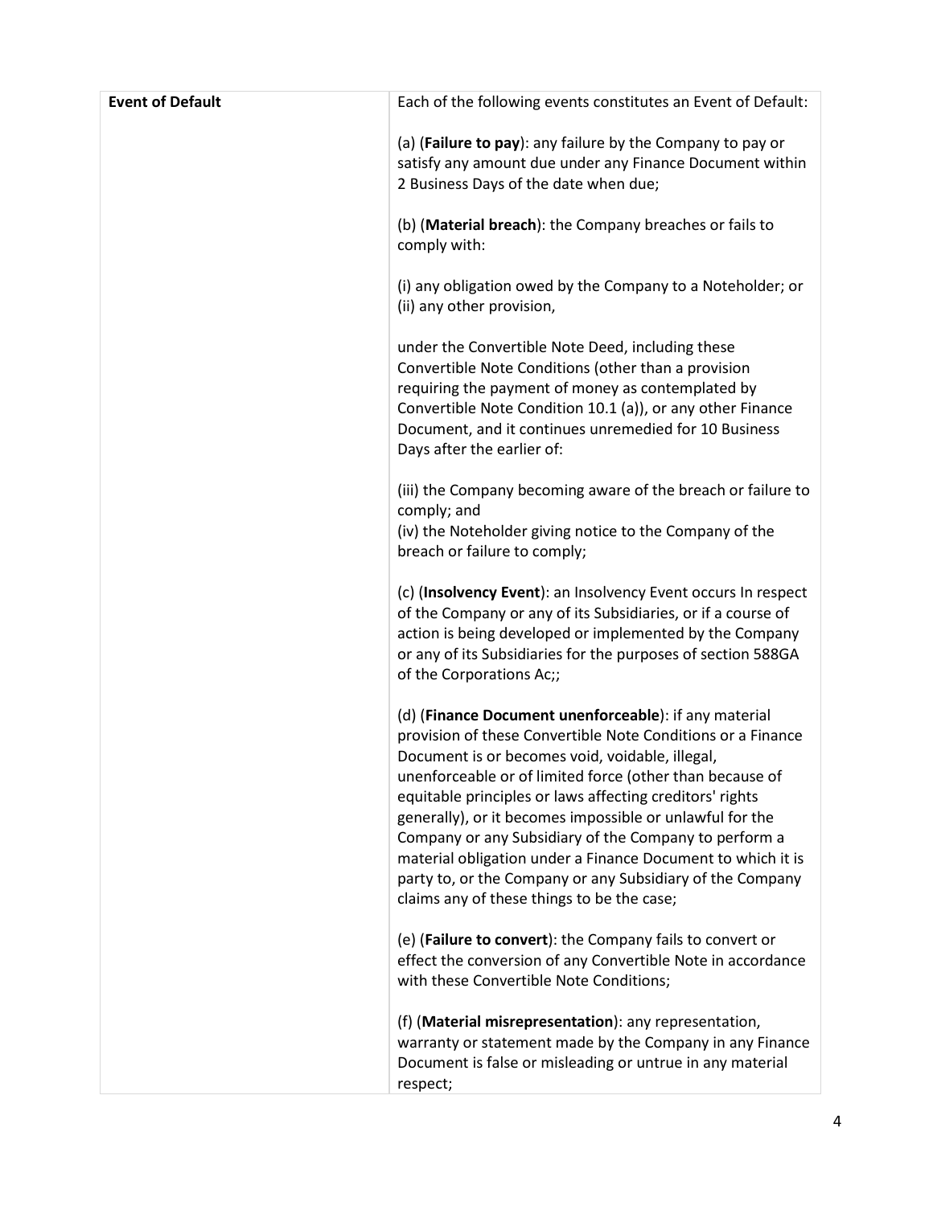| **Event of Default** | Each of the following events constitutes an Event of Default:<br><br>(a) (**Failure to pay**): any failure by the Company to pay or satisfy any amount due under any Finance Document within 2 Business Days of the date when due;<br><br>(b) (**Material breach**): the Company breaches or fails to comply with:<br><br>(i) any obligation owed by the Company to a Noteholder; or<br>(ii) any other provision,<br><br>under the Convertible Note Deed, including these Convertible Note Conditions (other than a provision requiring the payment of money as contemplated by Convertible Note Condition 10.1 (a)), or any other Finance Document, and it continues unremedied for 10 Business Days after the earlier of:<br><br>(iii) the Company becoming aware of the breach or failure to comply; and<br>(iv) the Noteholder giving notice to the Company of the breach or failure to comply;<br><br>(c) (**Insolvency Event**): an Insolvency Event occurs In respect of the Company or any of its Subsidiaries, or if a course of action is being developed or implemented by the Company or any of its Subsidiaries for the purposes of section 588GA of the Corporations Ac;;<br><br>(d) (**Finance Document unenforceable**): if any material provision of these Convertible Note Conditions or a Finance Document is or becomes void, voidable, illegal, unenforceable or of limited force (other than because of equitable principles or laws affecting creditors' rights generally), or it becomes impossible or unlawful for the Company or any Subsidiary of the Company to perform a material obligation under a Finance Document to which it is party to, or the Company or any Subsidiary of the Company claims any of these things to be the case;<br><br>(e) (**Failure to convert**): the Company fails to convert or effect the conversion of any Convertible Note in accordance with these Convertible Note Conditions;<br><br>(f) (**Material misrepresentation**): any representation, warranty or statement made by the Company in any Finance Document is false or misleading or untrue in any material respect; |
|---|---|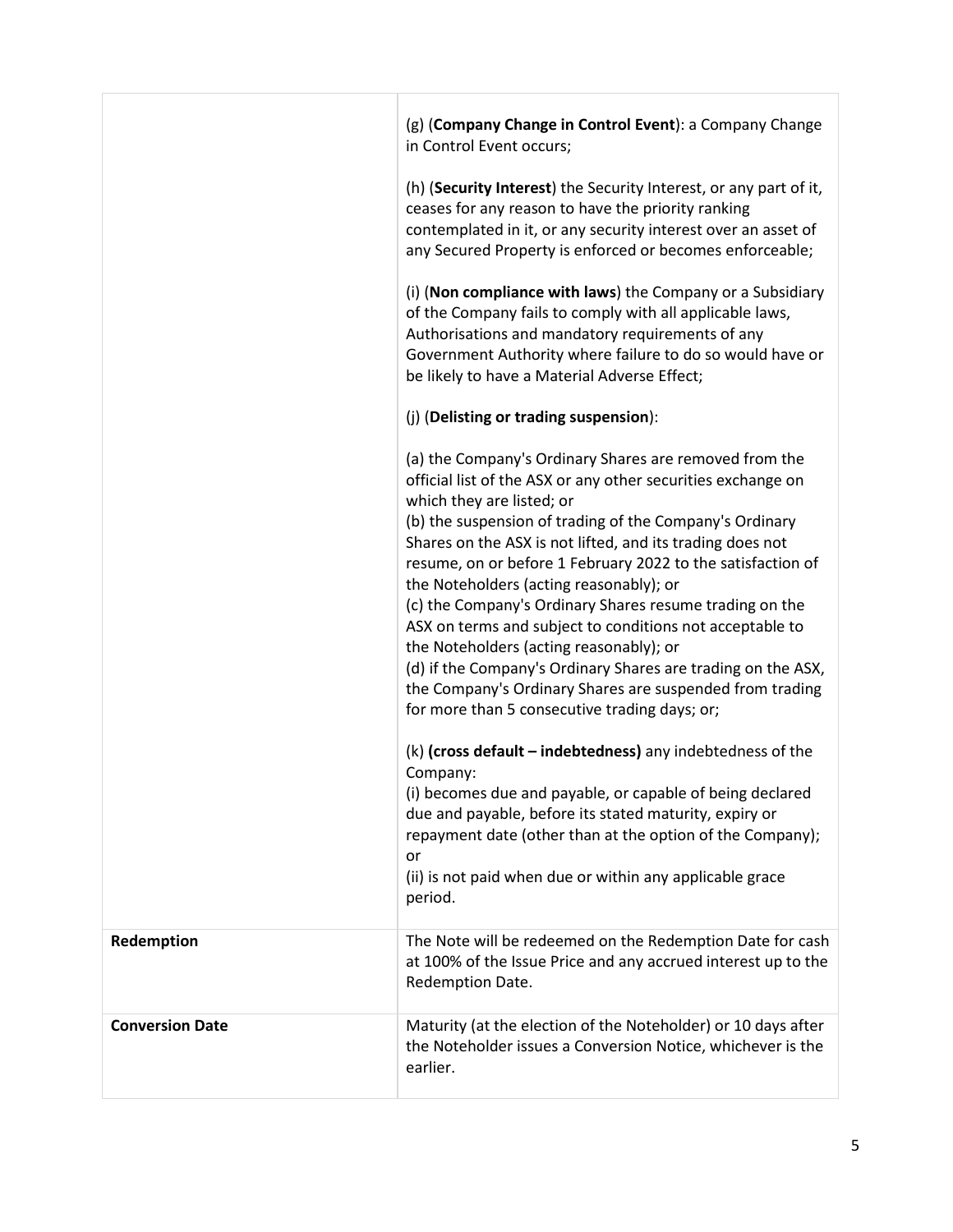| | |
|---|---|
| | (g) (**Company Change in Control Event**): a Company Change in Control Event occurs;<br><br>(h) (**Security Interest**) the Security Interest, or any part of it, ceases for any reason to have the priority ranking contemplated in it, or any security interest over an asset of any Secured Property is enforced or becomes enforceable;<br><br>(i) (**Non compliance with laws**) the Company or a Subsidiary of the Company fails to comply with all applicable laws, Authorisations and mandatory requirements of any Government Authority where failure to do so would have or be likely to have a Material Adverse Effect;<br><br>(j) (**Delisting or trading suspension**):<br><br>(a) the Company's Ordinary Shares are removed from the official list of the ASX or any other securities exchange on which they are listed; or<br>(b) the suspension of trading of the Company's Ordinary Shares on the ASX is not lifted, and its trading does not resume, on or before 1 February 2022 to the satisfaction of the Noteholders (acting reasonably); or<br>(c) the Company's Ordinary Shares resume trading on the ASX on terms and subject to conditions not acceptable to the Noteholders (acting reasonably); or<br>(d) if the Company's Ordinary Shares are trading on the ASX, the Company's Ordinary Shares are suspended from trading for more than 5 consecutive trading days; or;<br><br>(k) **(cross default – indebtedness)** any indebtedness of the Company:<br>(i) becomes due and payable, or capable of being declared due and payable, before its stated maturity, expiry or repayment date (other than at the option of the Company); or<br>(ii) is not paid when due or within any applicable grace period. |
| **Redemption** | The Note will be redeemed on the Redemption Date for cash at 100% of the Issue Price and any accrued interest up to the Redemption Date. |
| **Conversion Date** | Maturity (at the election of the Noteholder) or 10 days after the Noteholder issues a Conversion Notice, whichever is the earlier. |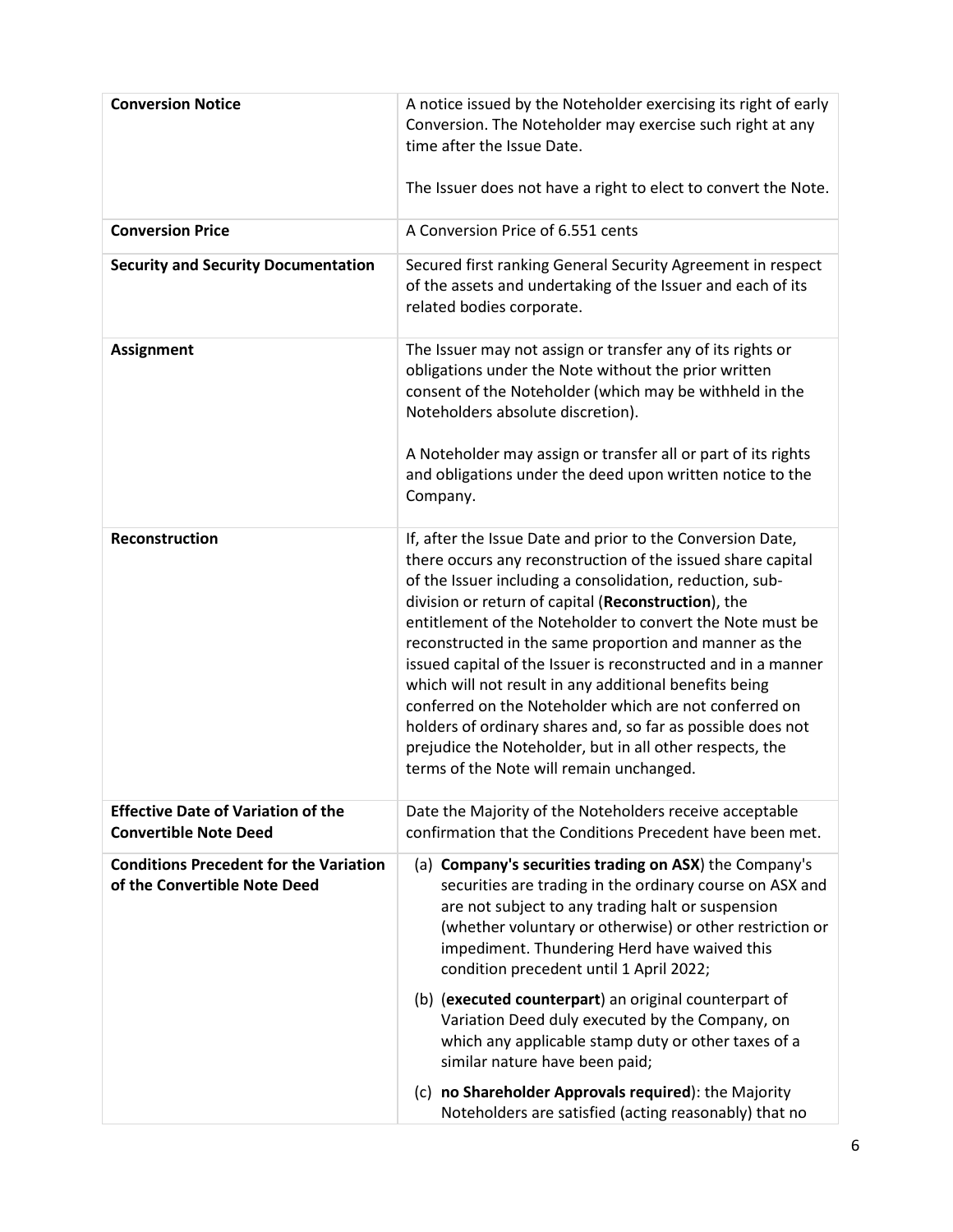| | |
|---|---|
| **Conversion Notice** | A notice issued by the Noteholder exercising its right of early Conversion. The Noteholder may exercise such right at any time after the Issue Date.<br><br>The Issuer does not have a right to elect to convert the Note. |
| **Conversion Price** | A Conversion Price of 6.551 cents |
| **Security and Security Documentation** | Secured first ranking General Security Agreement in respect of the assets and undertaking of the Issuer and each of its related bodies corporate. |
| **Assignment** | The Issuer may not assign or transfer any of its rights or obligations under the Note without the prior written consent of the Noteholder (which may be withheld in the Noteholders absolute discretion).<br><br>A Noteholder may assign or transfer all or part of its rights and obligations under the deed upon written notice to the Company. |
| **Reconstruction** | If, after the Issue Date and prior to the Conversion Date, there occurs any reconstruction of the issued share capital of the Issuer including a consolidation, reduction, sub-division or return of capital (**Reconstruction**), the entitlement of the Noteholder to convert the Note must be reconstructed in the same proportion and manner as the issued capital of the Issuer is reconstructed and in a manner which will not result in any additional benefits being conferred on the Noteholder which are not conferred on holders of ordinary shares and, so far as possible does not prejudice the Noteholder, but in all other respects, the terms of the Note will remain unchanged. |
| **Effective Date of Variation of the Convertible Note Deed** | Date the Majority of the Noteholders receive acceptable confirmation that the Conditions Precedent have been met. |
| **Conditions Precedent for the Variation of the Convertible Note Deed** | (a) **Company's securities trading on ASX**) the Company's securities are trading in the ordinary course on ASX and are not subject to any trading halt or suspension (whether voluntary or otherwise) or other restriction or impediment. Thundering Herd have waived this condition precedent until 1 April 2022;<br><br>(b) (**executed counterpart**) an original counterpart of Variation Deed duly executed by the Company, on which any applicable stamp duty or other taxes of a similar nature have been paid;<br><br>(c) **no Shareholder Approvals required**): the Majority Noteholders are satisfied (acting reasonably) that no |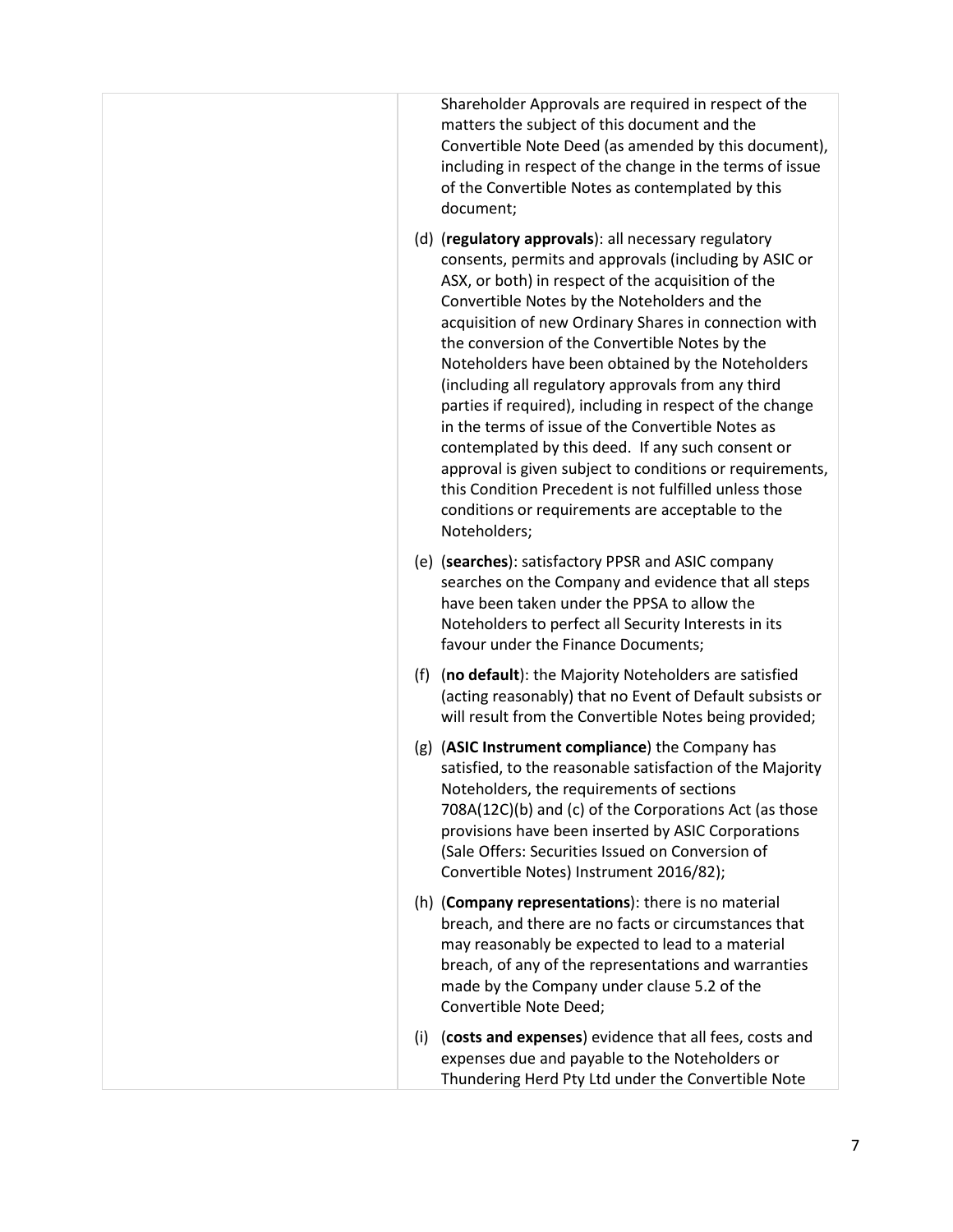| | Shareholder Approvals are required in respect of the matters the subject of this document and the Convertible Note Deed (as amended by this document), including in respect of the change in the terms of issue of the Convertible Notes as contemplated by this document;<br><br>(d) (**regulatory approvals**): all necessary regulatory consents, permits and approvals (including by ASIC or ASX, or both) in respect of the acquisition of the Convertible Notes by the Noteholders and the acquisition of new Ordinary Shares in connection with the conversion of the Convertible Notes by the Noteholders have been obtained by the Noteholders (including all regulatory approvals from any third parties if required), including in respect of the change in the terms of issue of the Convertible Notes as contemplated by this deed. If any such consent or approval is given subject to conditions or requirements, this Condition Precedent is not fulfilled unless those conditions or requirements are acceptable to the Noteholders;<br><br>(e) (**searches**): satisfactory PPSR and ASIC company searches on the Company and evidence that all steps have been taken under the PPSA to allow the Noteholders to perfect all Security Interests in its favour under the Finance Documents;<br><br>(f) (**no default**): the Majority Noteholders are satisfied (acting reasonably) that no Event of Default subsists or will result from the Convertible Notes being provided;<br><br>(g) (**ASIC Instrument compliance**) the Company has satisfied, to the reasonable satisfaction of the Majority Noteholders, the requirements of sections 708A(12C)(b) and (c) of the Corporations Act (as those provisions have been inserted by ASIC Corporations (Sale Offers: Securities Issued on Conversion of Convertible Notes) Instrument 2016/82);<br><br>(h) (**Company representations**): there is no material breach, and there are no facts or circumstances that may reasonably be expected to lead to a material breach, of any of the representations and warranties made by the Company under clause 5.2 of the Convertible Note Deed;<br><br>(i) (**costs and expenses**) evidence that all fees, costs and expenses due and payable to the Noteholders or Thundering Herd Pty Ltd under the Convertible Note |
|---|---|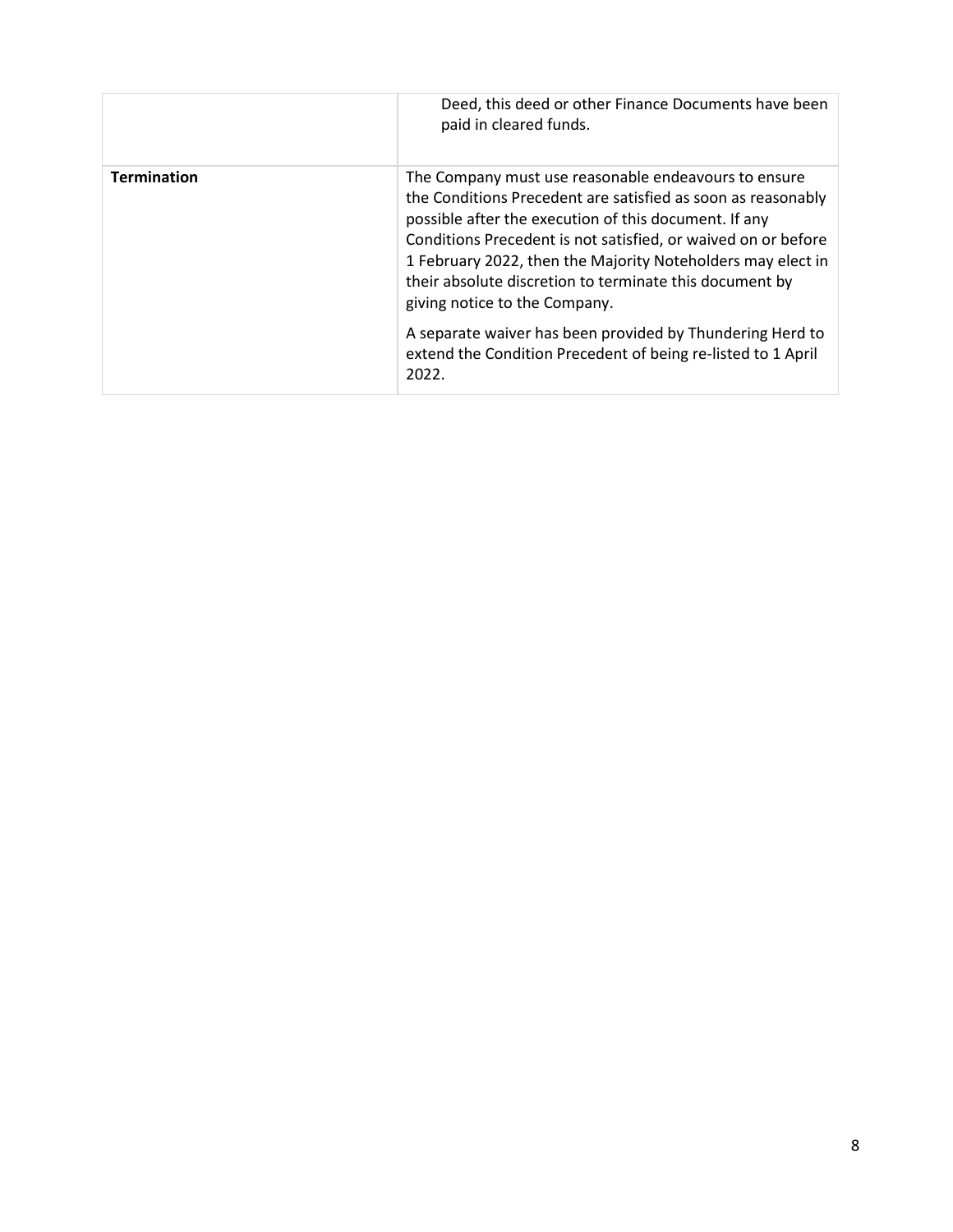| | |
|---|---|
| | Deed, this deed or other Finance Documents have been paid in cleared funds. |
| **Termination** | The Company must use reasonable endeavours to ensure the Conditions Precedent are satisfied as soon as reasonably possible after the execution of this document. If any Conditions Precedent is not satisfied, or waived on or before 1 February 2022, then the Majority Noteholders may elect in their absolute discretion to terminate this document by giving notice to the Company.<br><br>A separate waiver has been provided by Thundering Herd to extend the Condition Precedent of being re-listed to 1 April 2022. |